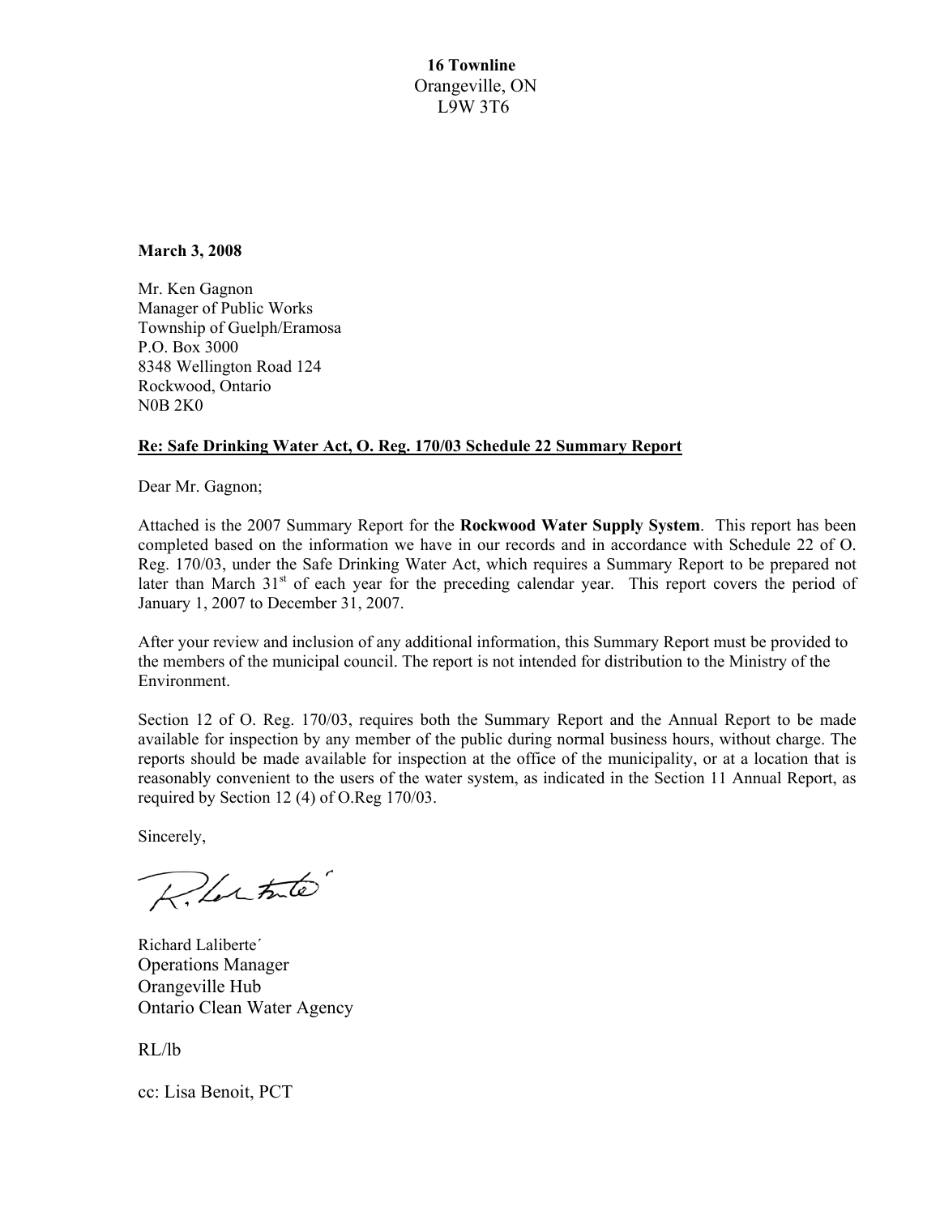**16 Townline**
Orangeville, ON
L9W 3T6

**March 3, 2008**

Mr. Ken Gagnon
Manager of Public Works
Township of Guelph/Eramosa
P.O. Box 3000
8348 Wellington Road 124
Rockwood, Ontario
N0B 2K0

**Re: Safe Drinking Water Act, O. Reg. 170/03 Schedule 22 Summary Report**

Dear Mr. Gagnon;

Attached is the 2007 Summary Report for the **Rockwood Water Supply System**. This report has been completed based on the information we have in our records and in accordance with Schedule 22 of O. Reg. 170/03, under the Safe Drinking Water Act, which requires a Summary Report to be prepared not later than March 31st of each year for the preceding calendar year. This report covers the period of January 1, 2007 to December 31, 2007.

After your review and inclusion of any additional information, this Summary Report must be provided to the members of the municipal council. The report is not intended for distribution to the Ministry of the Environment.

Section 12 of O. Reg. 170/03, requires both the Summary Report and the Annual Report to be made available for inspection by any member of the public during normal business hours, without charge. The reports should be made available for inspection at the office of the municipality, or at a location that is reasonably convenient to the users of the water system, as indicated in the Section 11 Annual Report, as required by Section 12 (4) of O.Reg 170/03.

Sincerely,

Richard Laliberte´
Operations Manager
Orangeville Hub
Ontario Clean Water Agency

RL/lb

cc: Lisa Benoit, PCT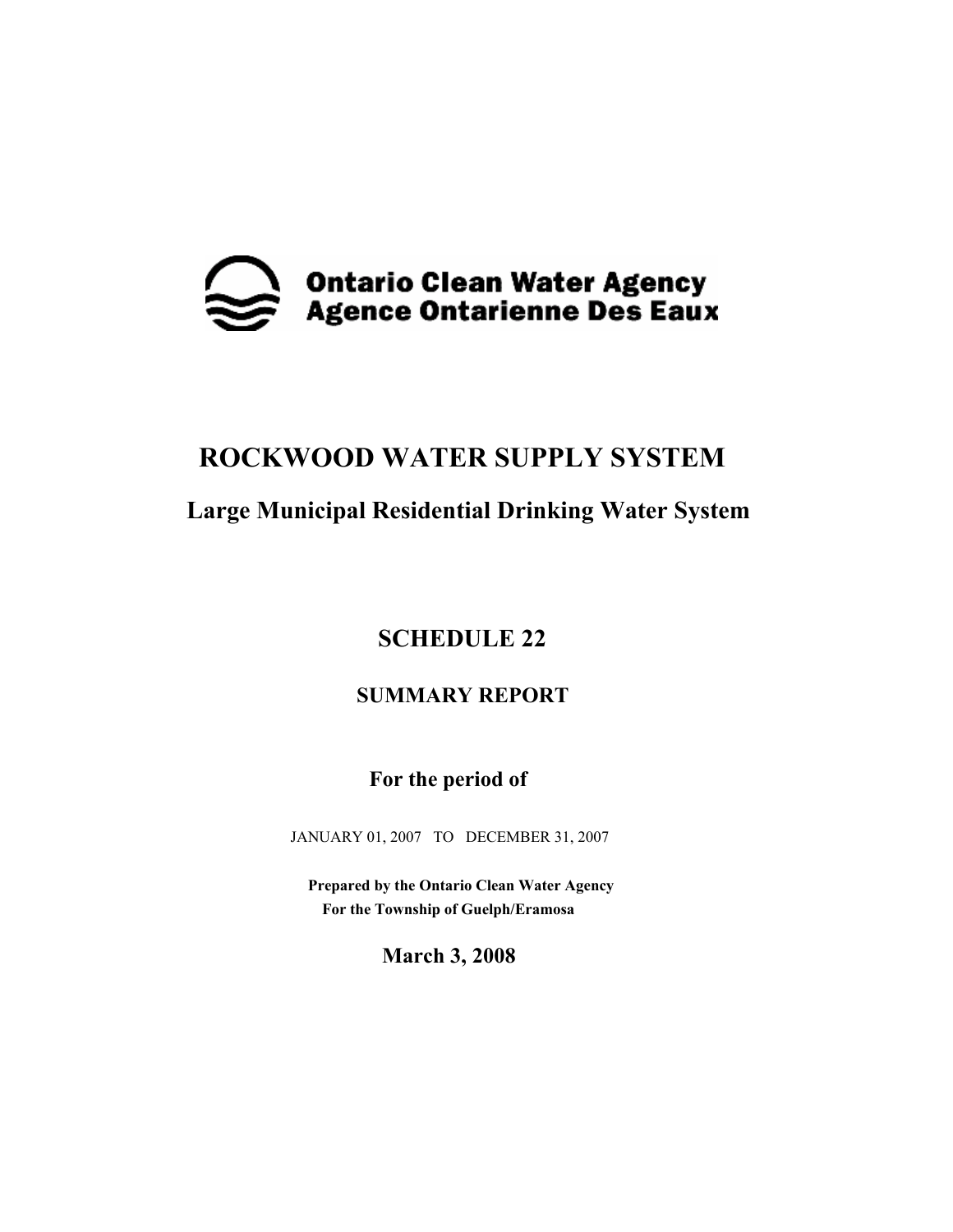**Ontario Clean Water Agency**
**Agence Ontarienne Des Eaux**

# ROCKWOOD WATER SUPPLY SYSTEM

## Large Municipal Residential Drinking Water System

## SCHEDULE 22

### SUMMARY REPORT

**For the period of**

JANUARY 01, 2007 TO DECEMBER 31, 2007

**Prepared by the Ontario Clean Water Agency**
**For the Township of Guelph/Eramosa**

**March 3, 2008**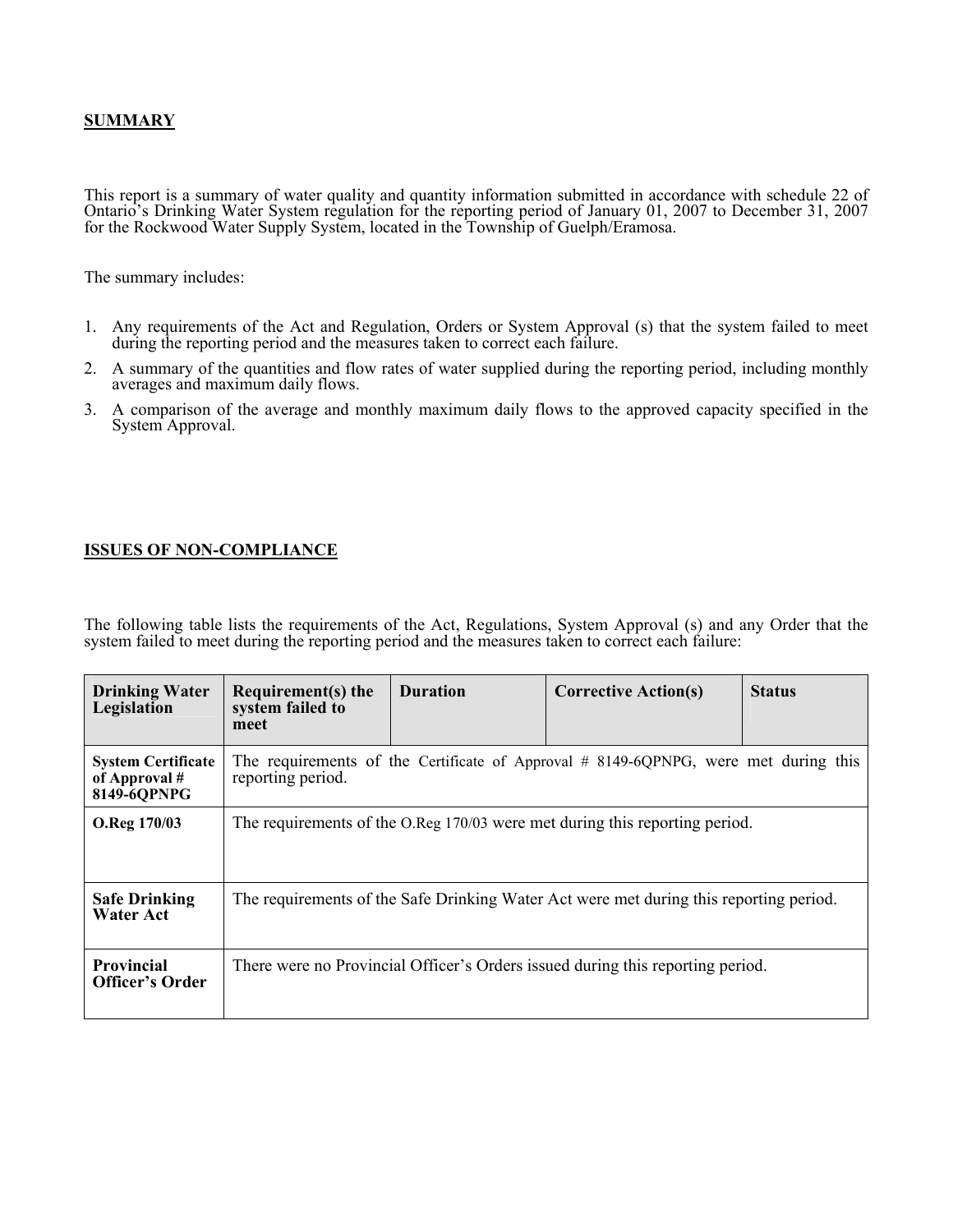## SUMMARY

This report is a summary of water quality and quantity information submitted in accordance with schedule 22 of Ontario's Drinking Water System regulation for the reporting period of January 01, 2007 to December 31, 2007 for the Rockwood Water Supply System, located in the Township of Guelph/Eramosa.

The summary includes:

1. Any requirements of the Act and Regulation, Orders or System Approval (s) that the system failed to meet during the reporting period and the measures taken to correct each failure.
2. A summary of the quantities and flow rates of water supplied during the reporting period, including monthly averages and maximum daily flows.
3. A comparison of the average and monthly maximum daily flows to the approved capacity specified in the System Approval.

## ISSUES OF NON-COMPLIANCE

The following table lists the requirements of the Act, Regulations, System Approval (s) and any Order that the system failed to meet during the reporting period and the measures taken to correct each failure:

| Drinking Water Legislation | Requirement(s) the system failed to meet | Duration | Corrective Action(s) | Status |
|---|---|---|---|---|
| **System Certificate of Approval # 8149-6QPNPG** | The requirements of the Certificate of Approval # 8149-6QPNPG, were met during this reporting period. | | | |
| **O.Reg 170/03** | The requirements of the O.Reg 170/03 were met during this reporting period. | | | |
| **Safe Drinking Water Act** | The requirements of the Safe Drinking Water Act were met during this reporting period. | | | |
| **Provincial Officer's Order** | There were no Provincial Officer's Orders issued during this reporting period. | | | |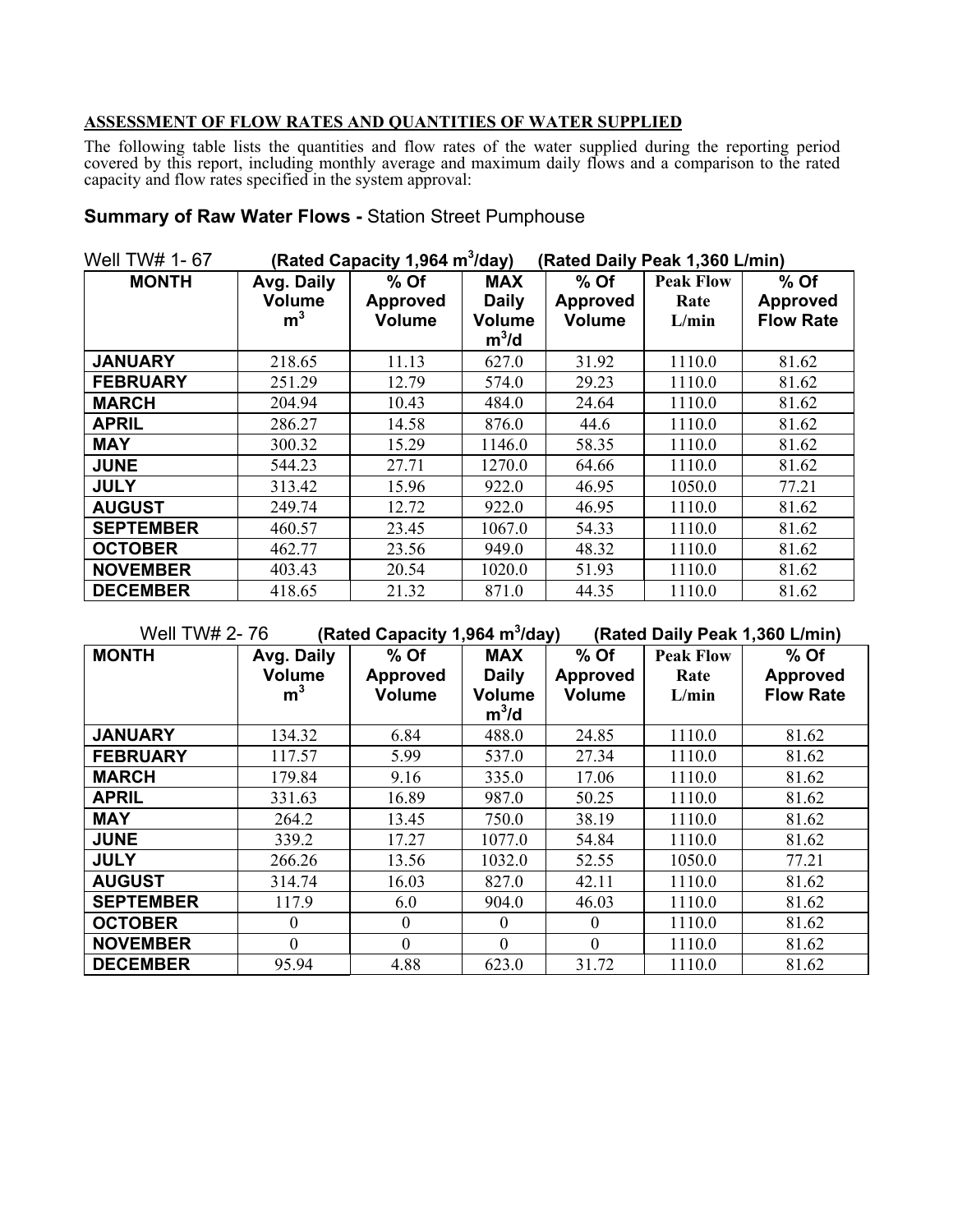**ASSESSMENT OF FLOW RATES AND QUANTITIES OF WATER SUPPLIED**

The following table lists the quantities and flow rates of the water supplied during the reporting period covered by this report, including monthly average and maximum daily flows and a comparison to the rated capacity and flow rates specified in the system approval:

## Summary of Raw Water Flows - Station Street Pumphouse

Well TW# 1- 67 **(Rated Capacity 1,964 $m^3$/day) (Rated Daily Peak 1,360 L/min)**

| MONTH | Avg. Daily Volume $m^3$ | % Of Approved Volume | MAX Daily Volume $m^3/d$ | % Of Approved Volume | Peak Flow Rate L/min | % Of Approved Flow Rate |
|---|---|---|---|---|---|---|
| JANUARY | 218.65 | 11.13 | 627.0 | 31.92 | 1110.0 | 81.62 |
| FEBRUARY | 251.29 | 12.79 | 574.0 | 29.23 | 1110.0 | 81.62 |
| MARCH | 204.94 | 10.43 | 484.0 | 24.64 | 1110.0 | 81.62 |
| APRIL | 286.27 | 14.58 | 876.0 | 44.6 | 1110.0 | 81.62 |
| MAY | 300.32 | 15.29 | 1146.0 | 58.35 | 1110.0 | 81.62 |
| JUNE | 544.23 | 27.71 | 1270.0 | 64.66 | 1110.0 | 81.62 |
| JULY | 313.42 | 15.96 | 922.0 | 46.95 | 1050.0 | 77.21 |
| AUGUST | 249.74 | 12.72 | 922.0 | 46.95 | 1110.0 | 81.62 |
| SEPTEMBER | 460.57 | 23.45 | 1067.0 | 54.33 | 1110.0 | 81.62 |
| OCTOBER | 462.77 | 23.56 | 949.0 | 48.32 | 1110.0 | 81.62 |
| NOVEMBER | 403.43 | 20.54 | 1020.0 | 51.93 | 1110.0 | 81.62 |
| DECEMBER | 418.65 | 21.32 | 871.0 | 44.35 | 1110.0 | 81.62 |

Well TW# 2- 76 **(Rated Capacity 1,964 $m^3$/day) (Rated Daily Peak 1,360 L/min)**

| MONTH | Avg. Daily Volume $m^3$ | % Of Approved Volume | MAX Daily Volume $m^3/d$ | % Of Approved Volume | Peak Flow Rate L/min | % Of Approved Flow Rate |
|---|---|---|---|---|---|---|
| JANUARY | 134.32 | 6.84 | 488.0 | 24.85 | 1110.0 | 81.62 |
| FEBRUARY | 117.57 | 5.99 | 537.0 | 27.34 | 1110.0 | 81.62 |
| MARCH | 179.84 | 9.16 | 335.0 | 17.06 | 1110.0 | 81.62 |
| APRIL | 331.63 | 16.89 | 987.0 | 50.25 | 1110.0 | 81.62 |
| MAY | 264.2 | 13.45 | 750.0 | 38.19 | 1110.0 | 81.62 |
| JUNE | 339.2 | 17.27 | 1077.0 | 54.84 | 1110.0 | 81.62 |
| JULY | 266.26 | 13.56 | 1032.0 | 52.55 | 1050.0 | 77.21 |
| AUGUST | 314.74 | 16.03 | 827.0 | 42.11 | 1110.0 | 81.62 |
| SEPTEMBER | 117.9 | 6.0 | 904.0 | 46.03 | 1110.0 | 81.62 |
| OCTOBER | 0 | 0 | 0 | 0 | 1110.0 | 81.62 |
| NOVEMBER | 0 | 0 | 0 | 0 | 1110.0 | 81.62 |
| DECEMBER | 95.94 | 4.88 | 623.0 | 31.72 | 1110.0 | 81.62 |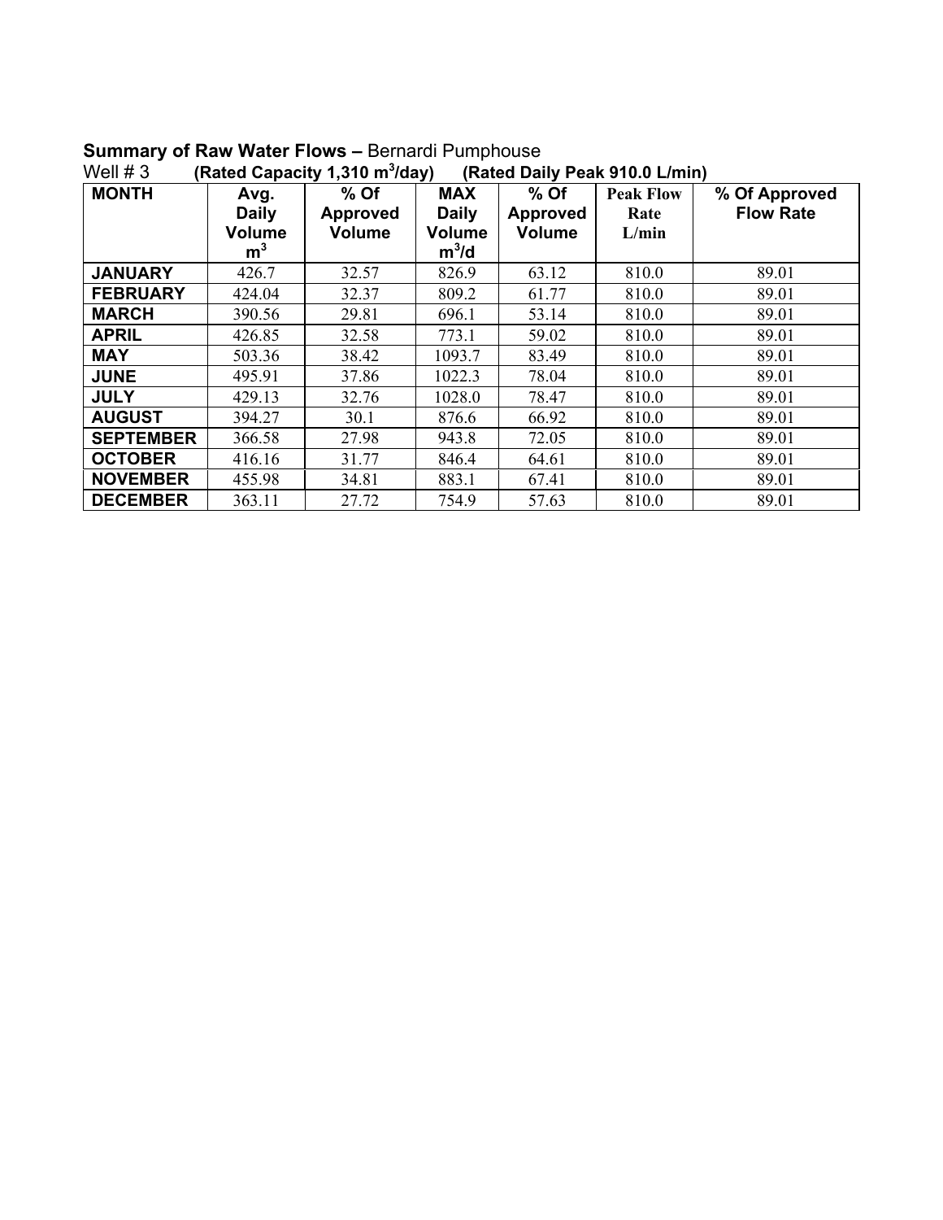**Summary of Raw Water Flows –** Bernardi Pumphouse

Well # 3 **(Rated Capacity 1,310 $m^3$/day) (Rated Daily Peak 910.0 L/min)**

| MONTH | Avg. Daily Volume $m^3$ | % Of Approved Volume | MAX Daily Volume $m^3$/d | % Of Approved Volume | Peak Flow Rate L/min | % Of Approved Flow Rate |
|---|---|---|---|---|---|---|
| JANUARY | 426.7 | 32.57 | 826.9 | 63.12 | 810.0 | 89.01 |
| FEBRUARY | 424.04 | 32.37 | 809.2 | 61.77 | 810.0 | 89.01 |
| MARCH | 390.56 | 29.81 | 696.1 | 53.14 | 810.0 | 89.01 |
| APRIL | 426.85 | 32.58 | 773.1 | 59.02 | 810.0 | 89.01 |
| MAY | 503.36 | 38.42 | 1093.7 | 83.49 | 810.0 | 89.01 |
| JUNE | 495.91 | 37.86 | 1022.3 | 78.04 | 810.0 | 89.01 |
| JULY | 429.13 | 32.76 | 1028.0 | 78.47 | 810.0 | 89.01 |
| AUGUST | 394.27 | 30.1 | 876.6 | 66.92 | 810.0 | 89.01 |
| SEPTEMBER | 366.58 | 27.98 | 943.8 | 72.05 | 810.0 | 89.01 |
| OCTOBER | 416.16 | 31.77 | 846.4 | 64.61 | 810.0 | 89.01 |
| NOVEMBER | 455.98 | 34.81 | 883.1 | 67.41 | 810.0 | 89.01 |
| DECEMBER | 363.11 | 27.72 | 754.9 | 57.63 | 810.0 | 89.01 |